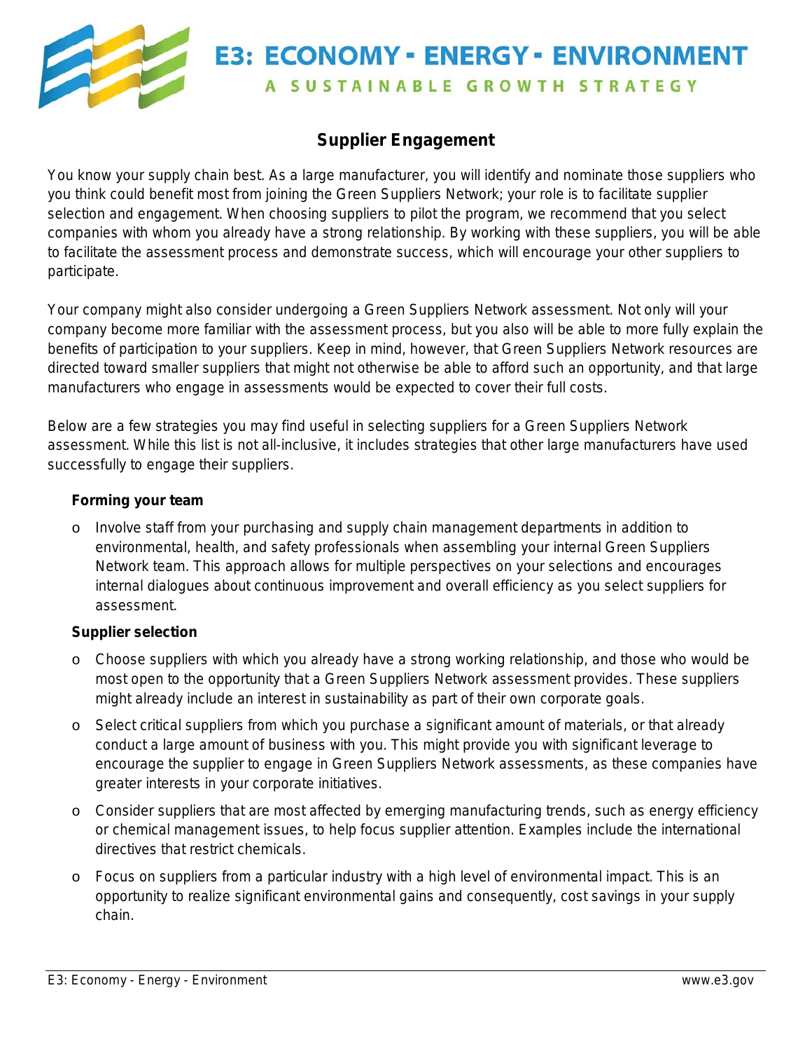# E3: ECONOMY - ENERGY - ENVIRONMENT

A SUSTAINABLE GROWTH STRATEGY

## Supplier Engagement

You know your supply chain best. As a large manufacturer, you will identify and nominate those suppliers who you think could benefit most from joining the Green Suppliers Network; your role is to facilitate supplier selection and engagement. When choosing suppliers to pilot the program, we recommend that you select companies with whom you already have a strong relationship. By working with these suppliers, you will be able to facilitate the assessment process and demonstrate success, which will encourage your other suppliers to participate.

Your company might also consider undergoing a Green Suppliers Network assessment. Not only will your company become more familiar with the assessment process, but you also will be able to more fully explain the benefits of participation to your suppliers. Keep in mind, however, that Green Suppliers Network resources are directed toward smaller suppliers that might not otherwise be able to afford such an opportunity, and that large manufacturers who engage in assessments would be expected to cover their full costs.

Below are a few strategies you may find useful in selecting suppliers for a Green Suppliers Network assessment. While this list is not all-inclusive, it includes strategies that other large manufacturers have used successfully to engage their suppliers.

**Forming your team**

- Involve staff from your purchasing and supply chain management departments in addition to environmental, health, and safety professionals when assembling your internal Green Suppliers Network team. This approach allows for multiple perspectives on your selections and encourages internal dialogues about continuous improvement and overall efficiency as you select suppliers for assessment.

**Supplier selection**

- Choose suppliers with which you already have a strong working relationship, and those who would be most open to the opportunity that a Green Suppliers Network assessment provides. These suppliers might already include an interest in sustainability as part of their own corporate goals.
- Select critical suppliers from which you purchase a significant amount of materials, or that already conduct a large amount of business with you. This might provide you with significant leverage to encourage the supplier to engage in Green Suppliers Network assessments, as these companies have greater interests in your corporate initiatives.
- Consider suppliers that are most affected by emerging manufacturing trends, such as energy efficiency or chemical management issues, to help focus supplier attention. Examples include the international directives that restrict chemicals.
- Focus on suppliers from a particular industry with a high level of environmental impact. This is an opportunity to realize significant environmental gains and consequently, cost savings in your supply chain.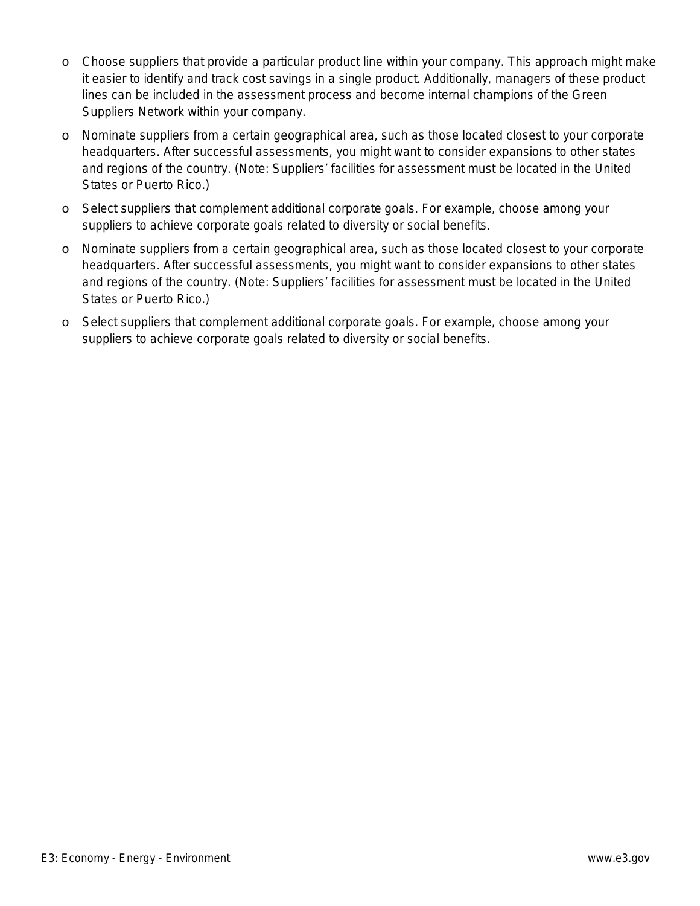- Choose suppliers that provide a particular product line within your company. This approach might make it easier to identify and track cost savings in a single product. Additionally, managers of these product lines can be included in the assessment process and become internal champions of the Green Suppliers Network within your company.
- Nominate suppliers from a certain geographical area, such as those located closest to your corporate headquarters. After successful assessments, you might want to consider expansions to other states and regions of the country. (Note: Suppliers' facilities for assessment must be located in the United States or Puerto Rico.)
- Select suppliers that complement additional corporate goals. For example, choose among your suppliers to achieve corporate goals related to diversity or social benefits.
- Nominate suppliers from a certain geographical area, such as those located closest to your corporate headquarters. After successful assessments, you might want to consider expansions to other states and regions of the country. (Note: Suppliers' facilities for assessment must be located in the United States or Puerto Rico.)
- Select suppliers that complement additional corporate goals. For example, choose among your suppliers to achieve corporate goals related to diversity or social benefits.